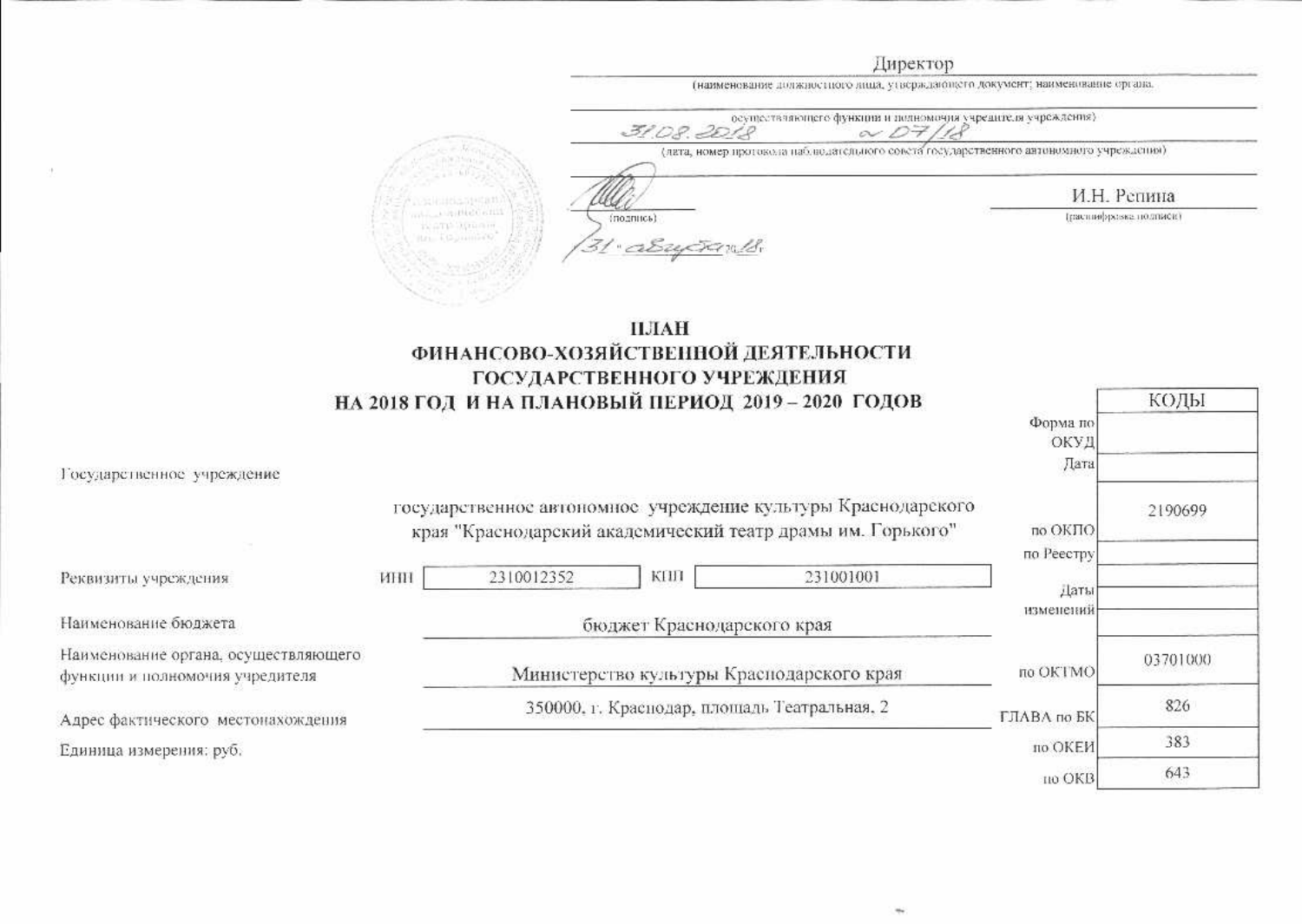Директор

(наименование должностного лица, утверждающего документ; наименование органа,

осуществляющего функции и полномочия учредителя учреждения)

31.08.2018 № 07/18

(дата, номер протокола наблюдательного совета государственного автономного учреждения)

(подпись) И.Н. Репина

(расшифровка подписи)

31 августа 18г.

# ПЛАН
# ФИНАНСОВО-ХОЗЯЙСТВЕННОЙ ДЕЯТЕЛЬНОСТИ
# ГОСУДАРСТВЕННОГО УЧРЕЖДЕНИЯ
# НА 2018 ГОД И НА ПЛАНОВЫЙ ПЕРИОД 2019 – 2020 ГОДОВ

| | | | КОДЫ |
|---|---|---|---|
| | | Форма по ОКУД | |
| Государственное учреждение | | Дата | |
| | государственное автономное учреждение культуры Краснодарского края "Краснодарский академический театр драмы им. Горького" | по ОКПО | 2190699 |
| | | по Реестру | |
| Реквизиты учреждения | ИНН 2310012352 КПП 231001001 | Даты изменений | |
| Наименование бюджета | бюджет Краснодарского края | | |
| Наименование органа, осуществляющего функции и полномочия учредителя | Министерство культуры Краснодарского края | по ОКТМО | 03701000 |
| Адрес фактического местонахождения | 350000, г. Краснодар, площадь Театральная, 2 | ГЛАВА по БК | 826 |
| Единица измерения: руб. | | по ОКЕИ | 383 |
| | | по ОКВ | 643 |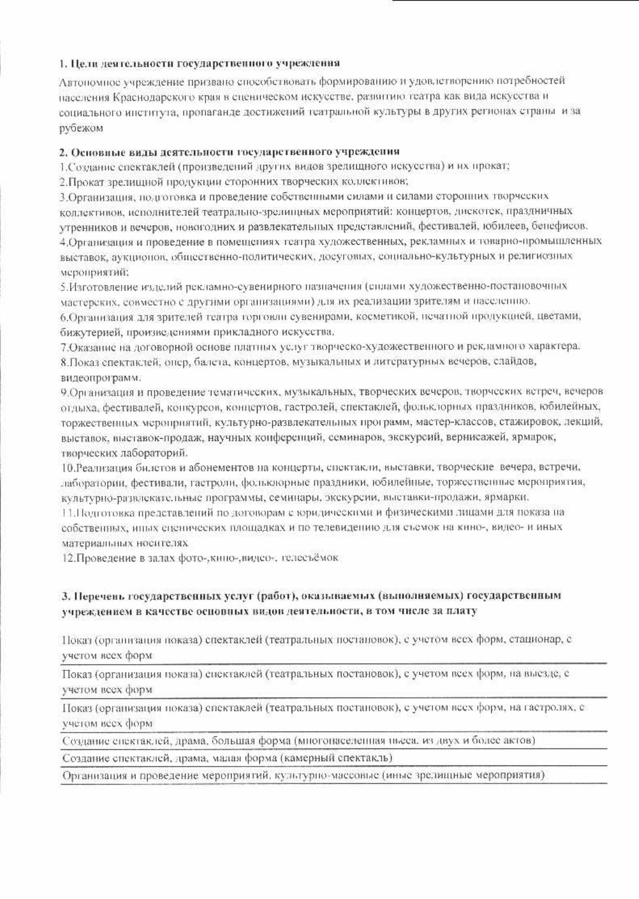**1. Цели деятельности государственного учреждения**

Автономное учреждение призвано способствовать формированию и удовлетворению потребностей населения Краснодарского края в сценическом искусстве, развитию театра как вида искусства и социального института, пропаганде достижений театральной культуры в других регионах страны и за рубежом

**2. Основные виды деятельности государственного учреждения**

1.Создание спектаклей (произведений других видов зрелищного искусства) и их прокат;

2.Прокат зрелищной продукции сторонних творческих коллективов;

3.Организация, подготовка и проведение собственными силами и силами сторонних творческих коллективов, исполнителей театрально-зрелищных мероприятий: концертов, дискотек, праздничных утренников и вечеров, новогодних и развлекательных представлений, фестивалей, юбилеев, бенефисов.

4.Организация и проведение в помещениях театра художественных, рекламных и товарно-промышленных выставок, аукционов, общественно-политических, досуговых, социально-культурных и религиозных мероприятий;

5.Изготовление изделий рекламно-сувенирного назначения (силами художественно-постановочных мастерских, совместно с другими организациями) для их реализации зрителям и населению.

6.Организация для зрителей театра торговли сувенирами, косметикой, печатной продукцией, цветами, бижутерией, произведениями прикладного искусства.

7.Оказание на договорной основе платных услуг творческо-художественного и рекламного характера.

8.Показ спектаклей, опер, балета, концертов, музыкальных и литературных вечеров, слайдов, видеопрограмм.

9.Организация и проведение тематических, музыкальных, творческих вечеров, творческих встреч, вечеров отдыха, фестивалей, конкурсов, концертов, гастролей, спектаклей, фольклорных праздников, юбилейных, торжественных мероприятий, культурно-развлекательных программ, мастер-классов, стажировок, лекций, выставок, выставок-продаж, научных конференций, семинаров, экскурсий, вернисажей, ярмарок, творческих лабораторий.

10.Реализация билетов и абонементов на концерты, спектакли, выставки, творческие вечера, встречи, лаборатории, фестивали, гастроли, фольклорные праздники, юбилейные, торжественные мероприятия, культурно-развлекательные программы, семинары, экскурсии, выставки-продажи, ярмарки.

11.Подготовка представлений по договорам с юридическими и физическими лицами для показа на собственных, иных сценических площадках и по телевидению для съемок на кино-, видео- и иных материальных носителях

12.Проведение в залах фото-,кино-,видео-, телесъёмок

**3. Перечень государственных услуг (работ), оказываемых (выполняемых) государственным учреждением в качестве основных видов деятельности, в том числе за плату**

Показ (организация показа) спектаклей (театральных постановок), с учетом всех форм, стационар, с учетом всех форм

Показ (организация показа) спектаклей (театральных постановок), с учетом всех форм, на выезде, с учетом всех форм

Показ (организация показа) спектаклей (театральных постановок), с учетом всех форм, на гастролях, с учетом всех форм

Создание спектаклей, драма, большая форма (многонаселенная пьеса, из двух и более актов)

Создание спектаклей, драма, малая форма (камерный спектакль)

Организация и проведение мероприятий, культурно-массовые (иные зрелищные мероприятия)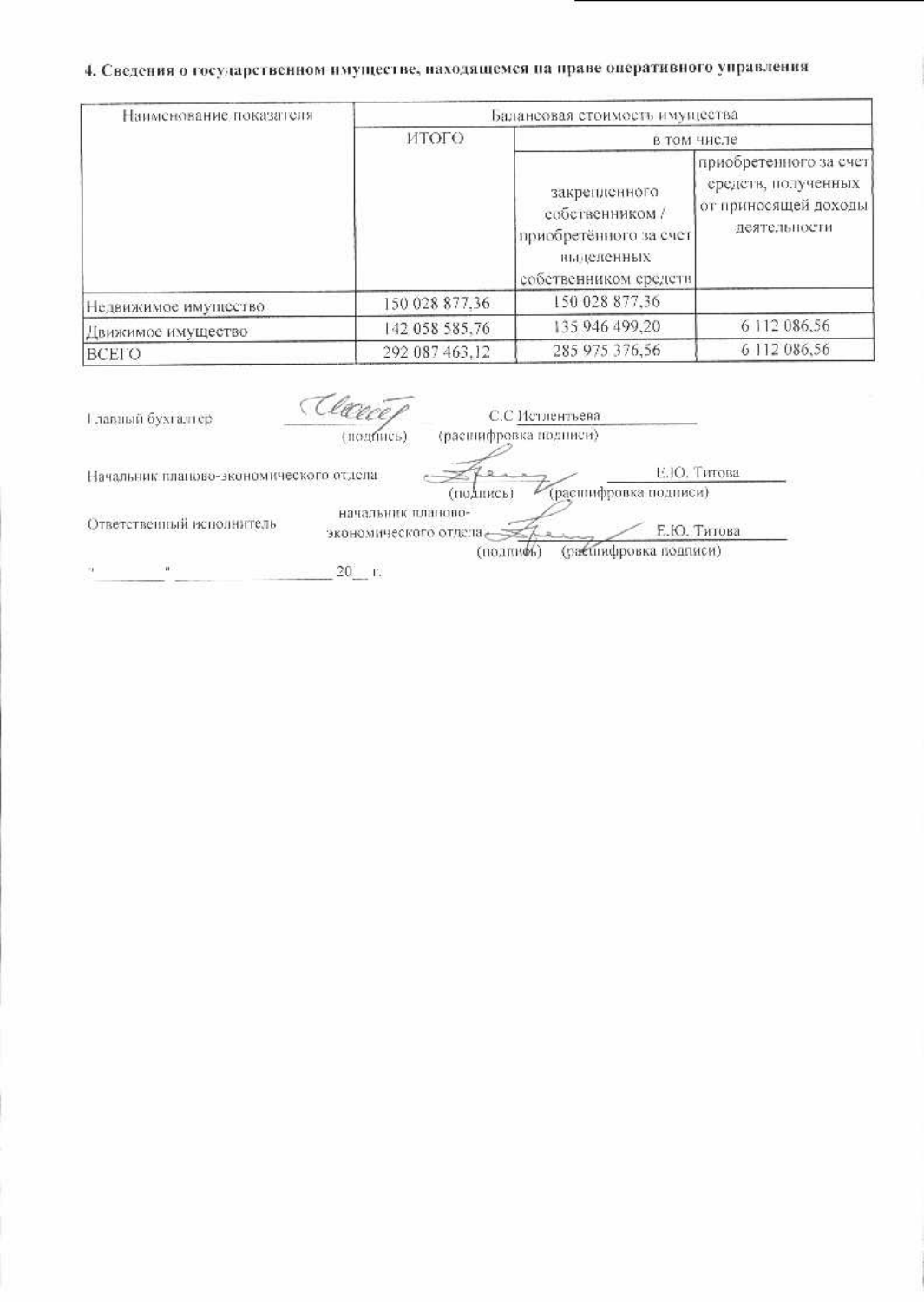**4. Сведения о государственном имуществе, находящемся на праве оперативного управления**

| Наименование показателя | Балансовая стоимость имущества | | |
|---|---|---|---|
| | ИТОГО | в том числе | |
| | | закрепленного собственником / приобретённого за счет выделенных собственником средств | приобретенного за счет средств, полученных от приносящей доходы деятельности |
| Недвижимое имущество | 150 028 877,36 | 150 028 877,36 | |
| Движимое имущество | 142 058 585,76 | 135 946 499,20 | 6 112 086,56 |
| ВСЕГО | 292 087 463,12 | 285 975 376,56 | 6 112 086,56 |

Главный бухгалтер ____________ (подпись) С.С Истлентьева (расшифровка подписи)

Начальник планово-экономического отдела ____________ (подпись) Е.Ю. Титова (расшифровка подписи)

Ответственный исполнитель начальник планово-экономического отдела ____________ (подпись) Е.Ю. Титова (расшифровка подписи)

"\_\_\_\_\_\_" \_\_\_\_\_\_\_\_\_\_\_\_\_\_\_\_ 20\_\_ г.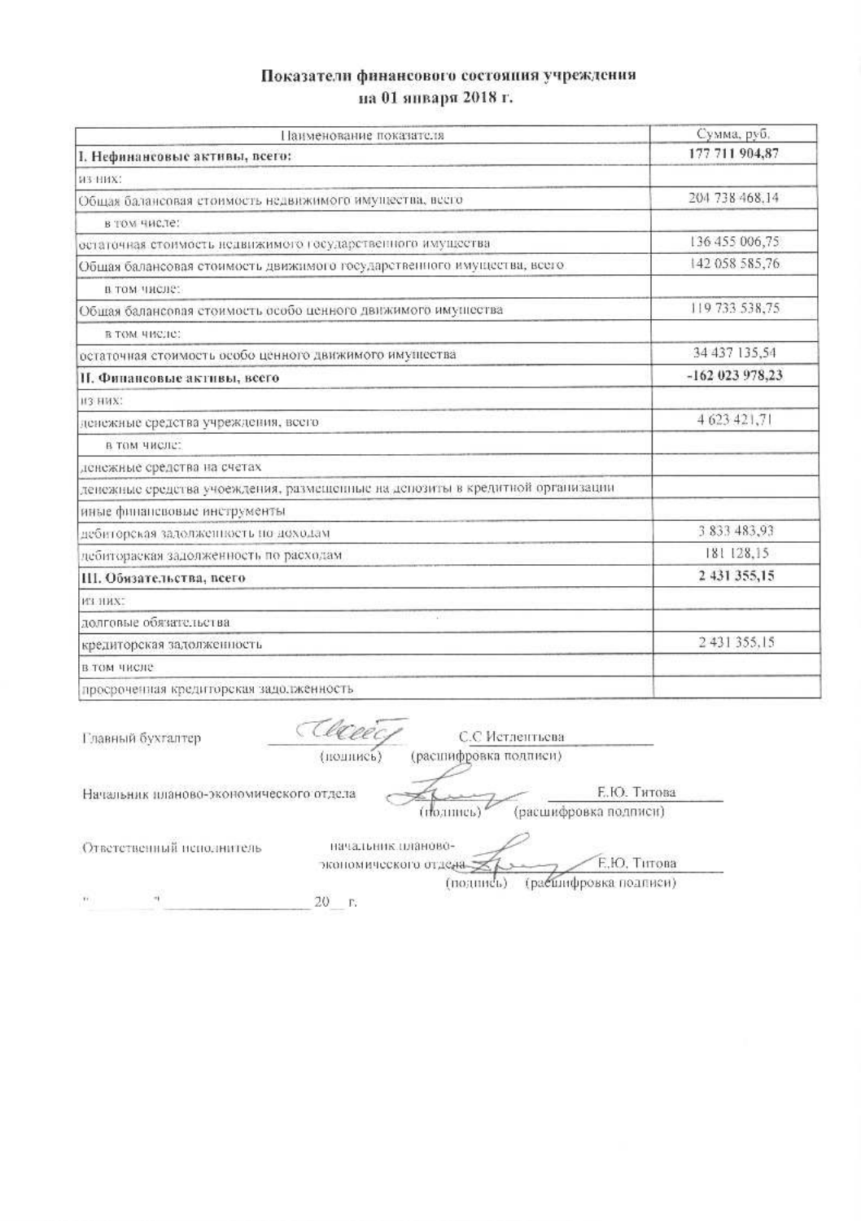**Показатели финансового состояния учреждения**
**на 01 января 2018 г.**

| Наименование показателя | Сумма, руб. |
|---|---|
| **I. Нефинансовые активы, всего:** | **177 711 904,87** |
| из них: | |
| Общая балансовая стоимость недвижимого имущества, всего | 204 738 468,14 |
| в том числе: | |
| остаточная стоимость недвижимого государственного имущества | 136 455 006,75 |
| Общая балансовая стоимость движимого государственного имущества, всего | 142 058 585,76 |
| в том числе: | |
| Общая балансовая стоимость особо ценного движимого имущества | 119 733 538,75 |
| в том числе: | |
| остаточная стоимость особо ценного движимого имущества | 34 437 135,54 |
| **II. Финансовые активы, всего** | **-162 023 978,23** |
| из них: | |
| денежные средства учреждения, всего | 4 623 421,71 |
| в том числе: | |
| денежные средства на счетах | |
| денежные средства учоеждения, размещенные на депозиты в кредитной организации | |
| иные финансвовые инструменты | |
| дебиторская задолженность по доходам | 3 833 483,93 |
| дебиторсаская задолженность по расходам | 181 128,15 |
| **III. Обязательства, всего** | **2 431 355,15** |
| из них: | |
| долговые обязательства | |
| кредиторская задолженность | 2 431 355,15 |
| в том числе | |
| просроченная кредиторская задолженность | |

Главный бухгалтер ____________ С.С Истлентьева
(подпись) (расшифровка подписи)

Начальник планово-экономического отдела ____________ Е.Ю. Титова
(подпись) (расшифровка подписи)

Ответственный исполнитель начальник планово-экономического отдела ____________ Е.Ю. Титова
(подпись) (расшифровка подписи)

" " ____________ 20__ г.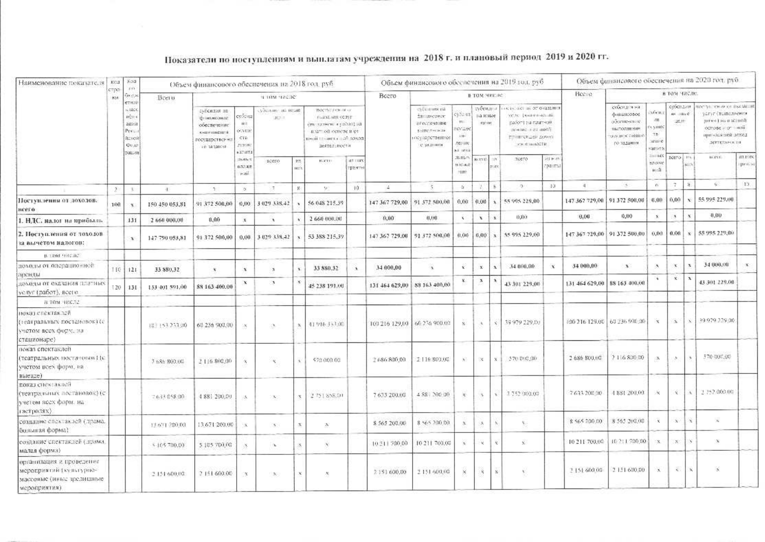# Показатели по поступлениям и выплатам учреждения на 2018 г. и плановый период 2019 и 2020 гг.

| Наименование показателя | Код строки | Код по бюджетной классификации Российской Федерации | Объем финансового обеспечения на 2018 год, руб | | | | | | | Объем финансового обеспечения на 2019 год, руб | | | | | | | Объем финансового обеспечения на 2020 год, руб | | | | | | |
|---|---|---|---|---|---|---|---|---|---|---|---|---|---|---|---|---|---|---|---|---|---|---|---|
| | | | Всего | в том числе | | | | | | Всего | в том числе | | | | | | Всего | в том числе | | | | | |
| | | | | субсидии на финансовое обеспечение выполнения государственного задания | субсидии на осуществление капитальных вложений | субсидии на иные цели | | поступления от оказания услуг (выполнения работ) на платной основе и от иной приносящей доход деятельности | | | субсидии на финансовое обеспечение выполнения государственного задания | субсидии на осуществление капитальных вложений | субсидии на иные цели | | поступления от оказания услуг (выполнения работ) на платной основе и от иной приносящей доход деятельности | | | субсидии на финансовое обеспечение выполнения государственного задания | субсидии на осуществление капитальных вложений | субсидии на иные цели | | поступления от оказания услуг (выполнения работ) на платной основе и от иной приносящей доход деятельности | |
| | | | | | | всего | из них | всего | из них гранты | | | | всего | из них | всего | из них гранты | | | | всего | из них | всего | из них гранты |
| 1 | 2 | 3 | 4 | 5 | 6 | 7 | 8 | 9 | 10 | 4 | 5 | 6 | 7 | 8 | 9 | 10 | 4 | 5 | 6 | 7 | 8 | 9 | 10 |
| **Поступления от доходов, всего** | 100 | x | 150 450 053,81 | 91 372 500,00 | 0,00 | 3 029 338,42 | x | 56 048 215,39 | | 147 367 729,00 | 91 372 500,00 | 0,00 | 0,00 | x | 55 995 229,00 | | 147 367 729,00 | 91 372 500,00 | 0,00 | 0,00 | x | 55 995 229,00 | |
| **1. НДС, налог на прибыль** | | 131 | 2 660 000,00 | 0,00 | x | x | x | 2 660 000,00 | | 0,00 | 0,00 | x | x | x | 0,00 | | 0,00 | 0,00 | x | x | x | 0,00 | |
| **2. Поступления от доходов за вычетом налогов:** | | x | 147 790 053,81 | 91 372 500,00 | 0,00 | 3 029 338,42 | x | 53 388 215,39 | | 147 367 729,00 | 91 372 500,00 | 0,00 | 0,00 | x | 55 995 229,00 | | 147 367 729,00 | 91 372 500,00 | 0,00 | 0,00 | x | 55 995 229,00 | |
| в том числе | | | | | | | | | | | | | | | | | | | | | | | |
| доходы от операционной аренды | 110 | 121 | 33 880,32 | x | x | x | x | 33 880,32 | x | 34 000,00 | x | x | x | x | 34 000,00 | x | 34 000,00 | x | x | x | x | 34 000,00 | x |
| доходы от оказания платных услуг (работ), всего | 120 | 131 | 133 401 591,00 | 88 163 400,00 | x | x | x | 45 238 191,00 | | 131 464 629,00 | 88 163 400,00 | x | x | x | 43 301 229,00 | | 131 464 629,00 | 88 163 400,00 | x | x | x | 43 301 229,00 | |
| в том числе | | | | | | | | | | | | | | | | | | | | | | | |
| показ спектаклей (театральных постановок) (с учетом всех форм, на стационаре) | | | 102 153 233,00 | 60 236 900,00 | x | x | x | 41 916 333,00 | | 100 216 129,00 | 60 236 900,00 | x | x | x | 39 979 229,00 | | 100 216 129,00 | 60 236 900,00 | x | x | x | 39 979 229,00 | |
| показ спектаклей (театральных постановок) (с учетом всех форм, на выезде) | | | 2 686 800,00 | 2 116 800,00 | x | x | x | 570 000,00 | | 2 686 800,00 | 2 116 800,00 | x | x | x | 570 000,00 | | 2 686 800,00 | 2 116 800,00 | x | x | x | 570 000,00 | |
| показ спектаклей (театральных постановок) (с учетом всех форм, на гастролях) | | | 7 633 058,00 | 4 881 200,00 | x | x | x | 2 751 858,00 | | 7 633 200,00 | 4 881 200,00 | x | x | x | 2 752 000,00 | | 7 633 200,00 | 4 881 200,00 | x | x | x | 2 752 000,00 | |
| создание спектаклей (драма, большая форма) | | | 13 671 200,00 | 13 671 200,00 | x | x | x | x | | 8 565 200,00 | 8 565 200,00 | x | x | x | x | | 8 565 200,00 | 8 565 200,00 | x | x | x | x | |
| создание спектаклей (драма, малая форма) | | | 5 105 700,00 | 5 105 700,00 | x | x | x | x | | 10 211 700,00 | 10 211 700,00 | x | x | x | x | | 10 211 700,00 | 10 211 700,00 | x | x | x | x | |
| организация и проведение мероприятий (культурно-массовые (иные зрелищные мероприятия) | | | 2 151 600,00 | 2 151 600,00 | x | x | x | x | | 2 151 600,00 | 2 151 600,00 | x | x | x | x | | 2 151 600,00 | 2 151 600,00 | x | x | x | x | |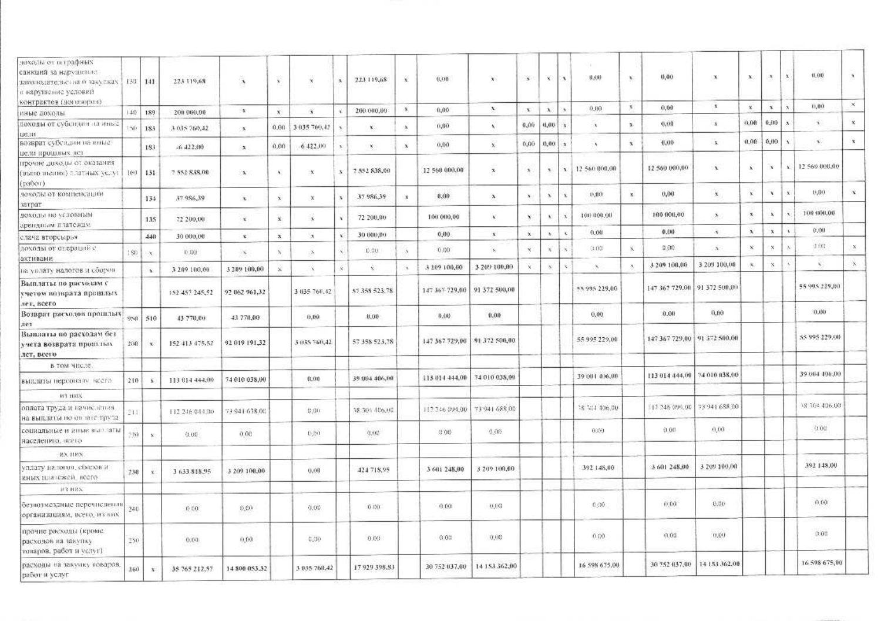| | | | | | | | | | | | | | | | | | | | | | | | |
|---|---|---|---|---|---|---|---|---|---|---|---|---|---|---|---|---|---|---|---|---|---|---|---|
| доходы от штрафных санкций за нарушение законодательства о закупках и нарушение условий контрактов (договоров) | 130 | 141 | 223 119,68 | x | x | x | x | 223 119,68 | x | 0,00 | x | x | x | x | 0,00 | x | 0,00 | x | x | x | x | 0,00 | x |
| иные доходы | 140 | 189 | 200 000,00 | x | x | x | x | 200 000,00 | x | 0,00 | x | x | x | x | 0,00 | x | 0,00 | x | x | x | x | 0,00 | x |
| доходы от субсидии на иные цели | 150 | 183 | 3 035 760,42 | x | 0,00 | 3 035 760,42 | x | x | x | 0,00 | x | 0,00 | 0,00 | x | x | x | 0,00 | x | 0,00 | 0,00 | x | x | x |
| возврат субсидии на иные цели прошлых лет | | 183 | -6 422,00 | x | 0,00 | 6 422,00 | x | x | x | 0,00 | x | 0,00 | 0,00 | x | x | x | 0,00 | x | 0,00 | 0,00 | x | x | x |
| прочие доходы от оказания (выполнения) платных услуг (работ) | 160 | 131 | 7 552 838,00 | x | x | x | x | 7 552 838,00 | | 12 560 000,00 | x | x | x | x | 12 560 000,00 | | 12 560 000,00 | x | x | x | x | 12 560 000,00 | |
| доходы от компенсации затрат | | 134 | 37 986,39 | x | x | x | x | 37 986,39 | x | 0,00 | x | x | x | x | 0,00 | x | 0,00 | x | x | x | x | 0,00 | x |
| доходы по условным арендным платежам | | 135 | 72 200,00 | x | x | x | x | 72 200,00 | | 100 000,00 | x | x | x | x | 100 000,00 | | 100 000,00 | x | x | x | x | 100 000,00 | |
| сдача вторсырья | | 440 | 30 000,00 | x | x | x | x | 30 000,00 | | 0,00 | x | x | x | x | 0,00 | | 0,00 | x | x | x | x | 0,00 | |
| доходы от операций с активами | 180 | x | 0,00 | x | x | x | x | 0,00 | x | 0,00 | x | x | x | x | 0,00 | x | 0,00 | x | x | x | x | 0,00 | x |
| на уплату налогов и сборов | | x | 3 209 100,00 | 3 209 100,00 | x | x | x | x | x | 3 209 100,00 | 3 209 100,00 | x | x | x | x | x | 3 209 100,00 | 3 209 100,00 | x | x | x | x | x |
| **Выплаты по расходам с учетом возврата прошлых лет, всего** | | | 152 457 245,52 | 92 062 961,32 | | 3 035 760,42 | | 57 358 523,78 | | 147 367 729,00 | 91 372 500,00 | | | | 55 995 229,00 | | 147 367 729,00 | 91 372 500,00 | | | | 55 995 229,00 | |
| **Возврат расходов прошлых лет** | 950 | 510 | 43 770,00 | 43 770,00 | | 0,00 | | 0,00 | | 0,00 | 0,00 | | | | 0,00 | | 0,00 | 0,00 | | | | 0,00 | |
| **Выплаты по расходам без учета возврата прошлых лет, всего** | 200 | x | 152 413 475,52 | 92 019 191,32 | | 3 035 760,42 | | 57 358 523,78 | | 147 367 729,00 | 91 372 500,00 | | | | 55 995 229,00 | | 147 367 729,00 | 91 372 500,00 | | | | 55 995 229,00 | |
| в том числе: | | | | | | | | | | | | | | | | | | | | | | | |
| выплаты персоналу, всего | 210 | x | 113 014 444,00 | 74 010 038,00 | | 0,00 | | 39 004 406,00 | | 113 014 444,00 | 74 010 038,00 | | | | 39 004 406,00 | | 113 014 444,00 | 74 010 038,00 | | | | 39 004 406,00 | |
| из них | | | | | | | | | | | | | | | | | | | | | | | |
| оплата труда и начисления на выплаты по оплате труда | 211 | | 112 246 094,00 | 73 941 688,00 | | 0,00 | | 38 304 406,00 | | 112 246 094,00 | 73 941 688,00 | | | | 38 304 406,00 | | 112 246 094,00 | 73 941 688,00 | | | | 38 304 406,00 | |
| социальные и иные выплаты населению, всего | 220 | x | 0,00 | 0,00 | | 0,00 | | 0,00 | | 0,00 | 0,00 | | | | 0,00 | | 0,00 | 0,00 | | | | 0,00 | |
| из них | | | | | | | | | | | | | | | | | | | | | | | |
| уплату налогов, сборов и иных платежей, всего | 230 | x | 3 633 818,95 | 3 209 100,00 | | 0,00 | | 424 718,95 | | 3 601 248,00 | 3 209 100,00 | | | | 392 148,00 | | 3 601 248,00 | 3 209 100,00 | | | | 392 148,00 | |
| из них | | | | | | | | | | | | | | | | | | | | | | | |
| безвозмездные перечисления организациям, всего, из них | 240 | | 0,00 | 0,00 | | 0,00 | | 0,00 | | 0,00 | 0,00 | | | | 0,00 | | 0,00 | 0,00 | | | | 0,00 | |
| прочие расходы (кроме расходов на закупку товаров, работ и услуг) | 250 | | 0,00 | 0,00 | | 0,00 | | 0,00 | | 0,00 | 0,00 | | | | 0,00 | | 0,00 | 0,00 | | | | 0,00 | |
| расходы на закупку товаров, работ и услуг | 260 | x | 35 765 212,57 | 14 800 053,32 | | 3 035 760,42 | | 17 929 398,83 | | 30 752 037,00 | 14 153 362,00 | | | | 16 598 675,00 | | 30 752 037,00 | 14 153 362,00 | | | | 16 598 675,00 | |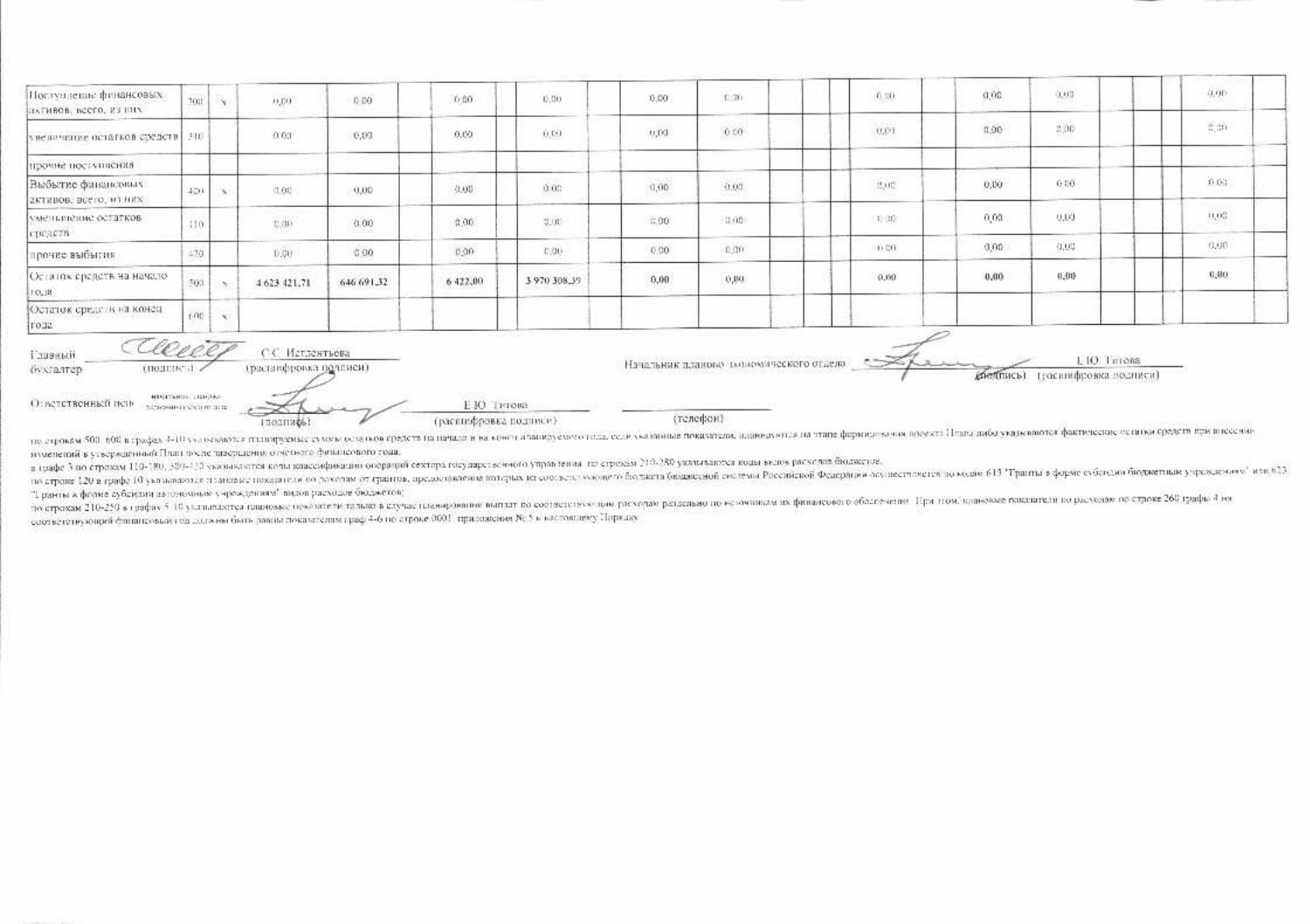| | | | | | | | | | | | | | | | | | | | | | |
|---|---|---|---|---|---|---|---|---|---|---|---|---|---|---|---|---|---|---|---|---|---|
| Поступление финансовых активов, всего, из них: | 300 | х | 0,00 | 0,00 | | 0,00 | 0,00 | | 0,00 | 0,00 | | | | 0,00 | | 0,00 | 0,00 | | | 0,00 | |
| увеличение остатков средств | 310 | | 0,00 | 0,00 | | 0,00 | 0,00 | | 0,00 | 0,00 | | | | 0,00 | | 0,00 | 0,00 | | | 0,00 | |
| прочие поступления | | | | | | | | | | | | | | | | | | | | | |
| Выбытие финансовых активов, всего, из них: | 400 | х | 0,00 | 0,00 | | 0,00 | 0,00 | | 0,00 | 0,00 | | | | 0,00 | | 0,00 | 0,00 | | | 0,00 | |
| уменьшение остатков средств | 410 | | 0,00 | 0,00 | | 0,00 | 0,00 | | 0,00 | 0,00 | | | | 0,00 | | 0,00 | 0,00 | | | 0,00 | |
| прочие выбытия | 420 | | 0,00 | 0,00 | | 0,00 | 0,00 | | 0,00 | 0,00 | | | | 0,00 | | 0,00 | 0,00 | | | 0,00 | |
| Остаток средств на начало года | 500 | х | 4 623 421,71 | 646 691,32 | | 6 422,00 | 3 970 308,39 | | 0,00 | 0,00 | | | | 0,00 | | 0,00 | 0,00 | | | 0,00 | |
| Остаток средств на конец года | 600 | х | | | | | | | | | | | | | | | | | | | |

Главный бухгалтер _________ (подпись) С.С. Истлентьева (расшифровка подписи)

Начальник планово-экономического отдела _________ (подпись) Е.Ю. Титова (расшифровка подписи)

Ответственный исполнитель начальник планово-экономического отдела _________ (подпись) Е.Ю. Титова (расшифровка подписи) _________ (телефон)

по строкам 500, 600 в графах 4-10 указываются планируемые суммы остатков средств на начало и на конец планируемого года, если указанные показатели планируются на этапе формирования проекта Плана либо указываются фактические остатки средств при внесении изменений в утвержденный План после завершения отчетного финансового года;

в графе 3 по строкам 110-180, 300-420 указываются коды классификации операций сектора государственного управления, по строкам 210-280 указываются коды видов расходов бюджетов;

по строке 120 в графе 10 указываются плановые показатели по доходам от грантов, предоставление которых из соответствующего бюджета бюджетной системы Российской Федерации осуществляется по кодам 613 "Гранты в форме субсидии бюджетным учреждениям" или 623 "Гранты в форме субсидии автономным учреждениям" видов расходов бюджетов;

по строкам 210-250 в графах 5-10 указываются плановые показатели только в случае планирования выплат по соответствующим расходам раздельно по источникам их финансового обеспечения. При этом, плановые показатели по расходам по строке 260 графы 4 на соответствующий финансовый год должны быть равны показателям граф 4-6 по строке 0001 приложения № 5 к настоящему Порядку.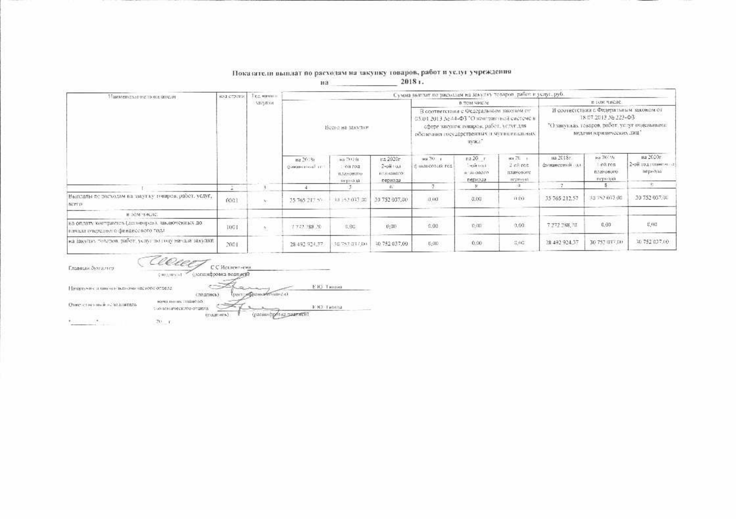## Показатели выплат по расходам на закупку товаров, работ и услуг учреждения

на _______________ 2018 г.

| Наименование показателя | код строки | Год начала закупки | Сумма выплат по расходам на закупку товаров, работ и услуг, руб. | | | | | | | | |
|---|---|---|---|---|---|---|---|---|---|---|---|
| | | | Всего на закупки | | | в том числе | | | в том числе | | |
| | | | | | | В соответствии с Федеральным законом от 05.04.2013 № 44-ФЗ "О контрактной системе в сфере закупок товаров, работ, услуг для обеспечения государственных и муниципальных нужд" | | | В соответствии с Федеральным законом от 18.07.2011 № 223-ФЗ "О закупках товаров, работ, услуг отдельными видами юридических лиц" | | |
| | | | на 2018г. финансовый год | на 2019г. 1-ой год планового периода | на 2020г. 2-ой год планового периода | на 20__г. финансовый год | на 20__г. 1-ой год планового периода | на 20__г. 2-ой год планового периода | на 2018г. финансовый год | на 2019г. 1-ой год планового периода | на 2020г. 2-ой год планового периода |
| 1 | 2 | 3 | 4 | 5 | 6 | 7 | 8 | 9 | 7 | 8 | 9 |
| Выплаты по расходам на закупку товаров, работ, услуг, всего: | 0001 | x | 35 765 212,57 | 30 752 037,00 | 30 752 037,00 | 0,00 | 0,00 | 0,00 | 35 765 212,57 | 30 752 037,00 | 30 752 037,00 |
| в том числе: | | | | | | | | | | | |
| на оплату контрактов (договоров), заключенных до начала очередного финансового года | 1001 | x | 7 272 288,20 | 0,00 | 0,00 | 0,00 | 0,00 | 0,00 | 7 272 288,20 | 0,00 | 0,00 |
| на закупку товаров, работ, услуг по году начала закупки | 2001 | | 28 492 924,37 | 30 752 037,00 | 30 752 037,00 | 0,00 | 0,00 | 0,00 | 28 492 924,37 | 30 752 037,00 | 30 752 037,00 |

Главный бухгалтер _______ С.С. Исламгалиева
(подпись) (расшифровка подписи)

Начальник планово-экономического отдела _______ Е.Ю. Титова
(подпись) (расшифровка подписи)

Ответственный исполнитель начальник планово-экономического отдела _______ Е.Ю. Титова
(подпись) (расшифровка подписи)

"____" ________ 20__ г.